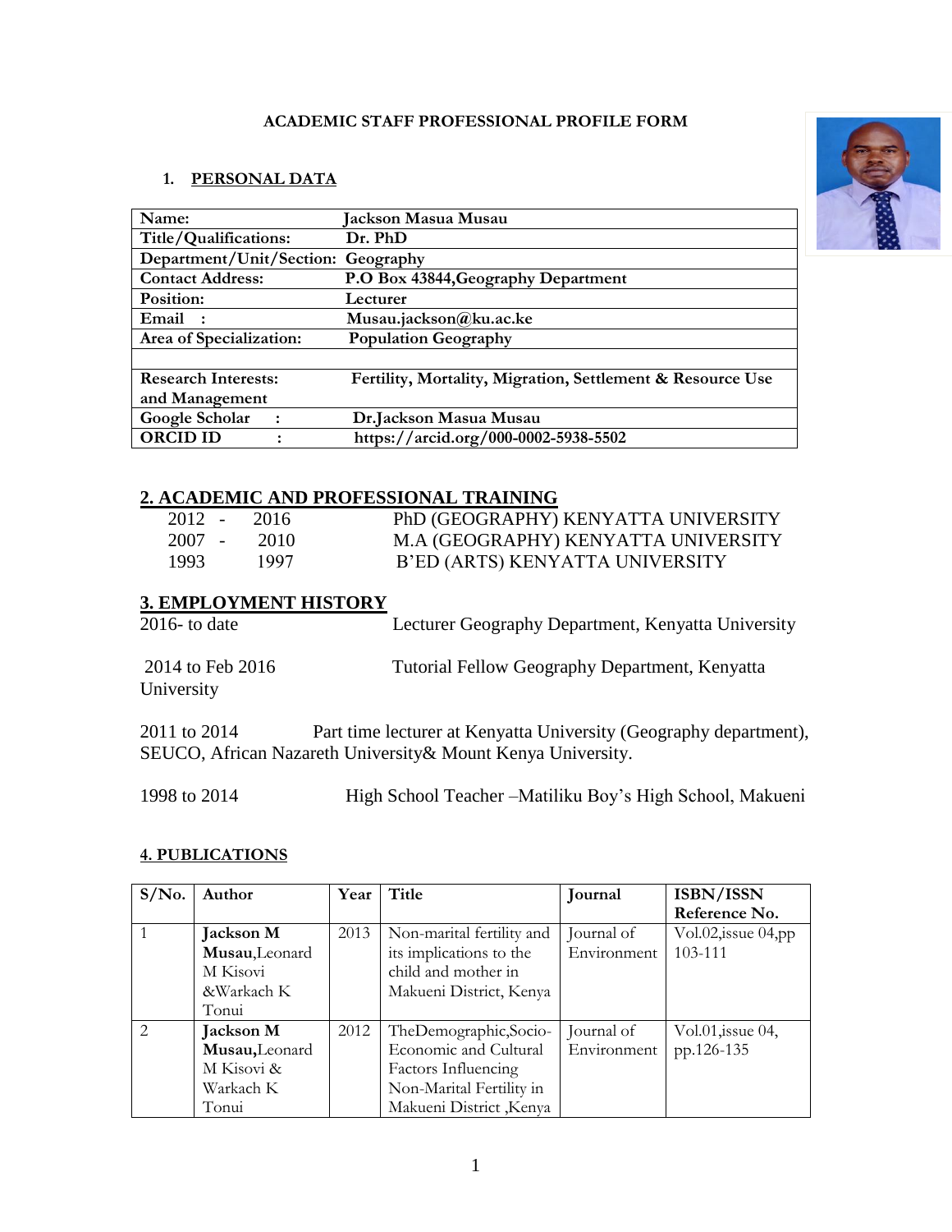**ACADEMIC STAFF PROFESSIONAL PROFILE FORM**

## 1. PERSONAL DATA

| | |
|---|---|
| **Name:** | **Jackson Masua Musau** |
| **Title/Qualifications:** | **Dr. PhD** |
| **Department/Unit/Section:** | **Geography** |
| **Contact Address:** | **P.O Box 43844,Geography Department** |
| **Position:** | **Lecturer** |
| **Email :** | **Musau.jackson@ku.ac.ke** |
| **Area of Specialization:** | **Population Geography** |
| | |
| **Research Interests: and Management** | **Fertility, Mortality, Migration, Settlement & Resource Use** |
| **Google Scholar :** | **Dr.Jackson Masua Musau** |
| **ORCID ID :** | **https://arcid.org/000-0002-5938-5502** |

## 2. ACADEMIC AND PROFESSIONAL TRAINING

| | |
|---|---|
| 2012 - 2016 | PhD (GEOGRAPHY) KENYATTA UNIVERSITY |
| 2007 - 2010 | M.A (GEOGRAPHY) KENYATTA UNIVERSITY |
| 1993 1997 | B'ED (ARTS) KENYATTA UNIVERSITY |

## 3. EMPLOYMENT HISTORY

2016- to date Lecturer Geography Department, Kenyatta University

2014 to Feb 2016 Tutorial Fellow Geography Department, Kenyatta University

2011 to 2014 Part time lecturer at Kenyatta University (Geography department), SEUCO, African Nazareth University& Mount Kenya University.

1998 to 2014 High School Teacher –Matiliku Boy's High School, Makueni

## 4. PUBLICATIONS

| S/No. | Author | Year | Title | Journal | ISBN/ISSN Reference No. |
|---|---|---|---|---|---|
| 1 | **Jackson M Musau**,Leonard M Kisovi &Warkach K Tonui | 2013 | Non-marital fertility and its implications to the child and mother in Makueni District, Kenya | Journal of Environment | Vol.02,issue 04,pp 103-111 |
| 2 | **Jackson M Musau**,Leonard M Kisovi & Warkach K Tonui | 2012 | TheDemographic,Socio-Economic and Cultural Factors Influencing Non-Marital Fertility in Makueni District ,Kenya | Journal of Environment | Vol.01,issue 04, pp.126-135 |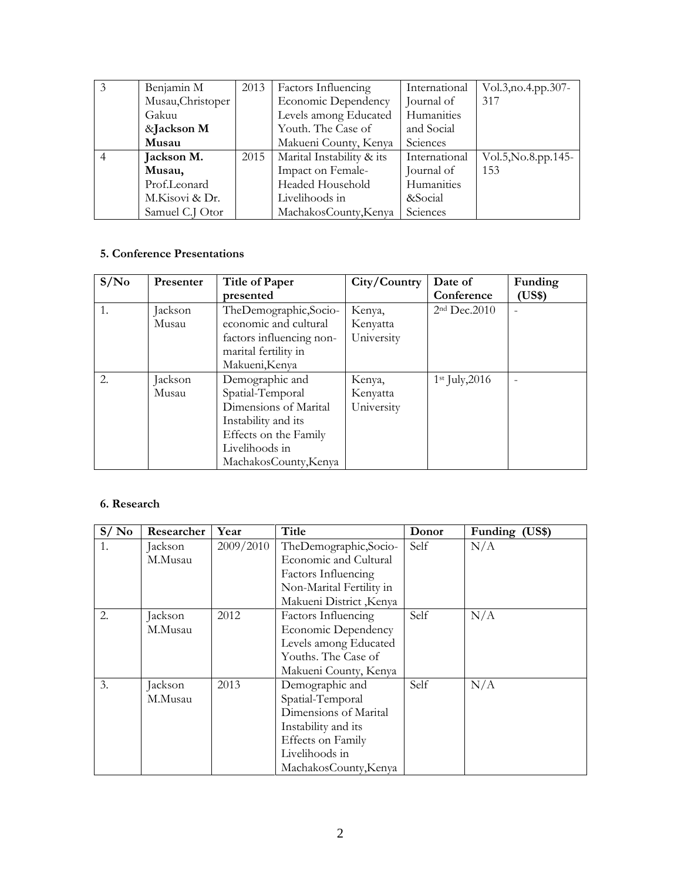| 3 | Benjamin M Musau,Christoper Gakuu &**Jackson M Musau** | 2013 | Factors Influencing Economic Dependency Levels among Educated Youth. The Case of Makueni County, Kenya | International Journal of Humanities and Social Sciences | Vol.3,no.4.pp.307-317 |
|---|---|---|---|---|---|
| 4 | **Jackson M. Musau,** Prof.Leonard M.Kisovi & Dr. Samuel C.J Otor | 2015 | Marital Instability & its Impact on Female-Headed Household Livelihoods in MachakosCounty,Kenya | International Journal of Humanities &Social Sciences | Vol.5,No.8.pp.145-153 |

### 5. Conference Presentations

| S/No | Presenter | Title of Paper presented | City/Country | Date of Conference | Funding (US$) |
|---|---|---|---|---|---|
| 1. | Jackson Musau | TheDemographic,Socio-economic and cultural factors influencing non-marital fertility in Makueni,Kenya | Kenya, Kenyatta University | 2nd Dec.2010 | - |
| 2. | Jackson Musau | Demographic and Spatial-Temporal Dimensions of Marital Instability and its Effects on the Family Livelihoods in MachakosCounty,Kenya | Kenya, Kenyatta University | 1st July,2016 | - |

### 6. Research

| S/ No | Researcher | Year | Title | Donor | Funding (US$) |
|---|---|---|---|---|---|
| 1. | Jackson M.Musau | 2009/2010 | TheDemographic,Socio-Economic and Cultural Factors Influencing Non-Marital Fertility in Makueni District ,Kenya | Self | N/A |
| 2. | Jackson M.Musau | 2012 | Factors Influencing Economic Dependency Levels among Educated Youths. The Case of Makueni County, Kenya | Self | N/A |
| 3. | Jackson M.Musau | 2013 | Demographic and Spatial-Temporal Dimensions of Marital Instability and its Effects on Family Livelihoods in MachakosCounty,Kenya | Self | N/A |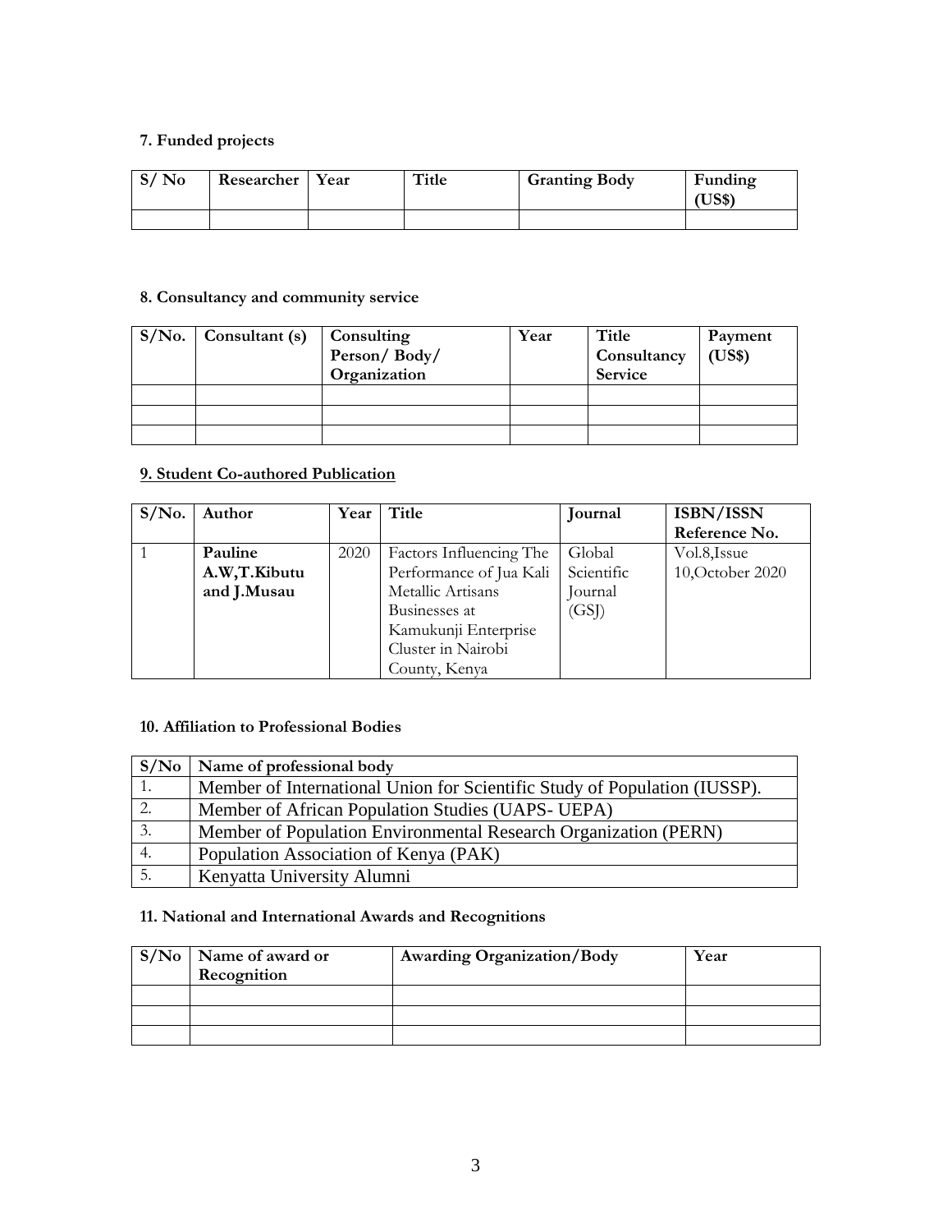**7. Funded projects**

| S/ No | Researcher | Year | Title | Granting Body | Funding (US$) |
|---|---|---|---|---|---|
| | | | | | |

**8. Consultancy and community service**

| S/No. | Consultant (s) | Consulting Person/ Body/ Organization | Year | Title Consultancy Service | Payment (US$) |
|---|---|---|---|---|---|
| | | | | | |
| | | | | | |
| | | | | | |

**9. Student Co-authored Publication**

| S/No. | Author | Year | Title | Journal | ISBN/ISSN Reference No. |
|---|---|---|---|---|---|
| 1 | **Pauline A.W,T.Kibutu and J.Musau** | 2020 | Factors Influencing The Performance of Jua Kali Metallic Artisans Businesses at Kamukunji Enterprise Cluster in Nairobi County, Kenya | Global Scientific Journal (GSJ) | Vol.8,Issue 10,October 2020 |

**10. Affiliation to Professional Bodies**

| S/No | Name of professional body |
|---|---|
| 1. | Member of International Union for Scientific Study of Population (IUSSP). |
| 2. | Member of African Population Studies (UAPS- UEPA) |
| 3. | Member of Population Environmental Research Organization (PERN) |
| 4. | Population Association of Kenya (PAK) |
| 5. | Kenyatta University Alumni |

**11. National and International Awards and Recognitions**

| S/No | Name of award or Recognition | Awarding Organization/Body | Year |
|---|---|---|---|
| | | | |
| | | | |
| | | | |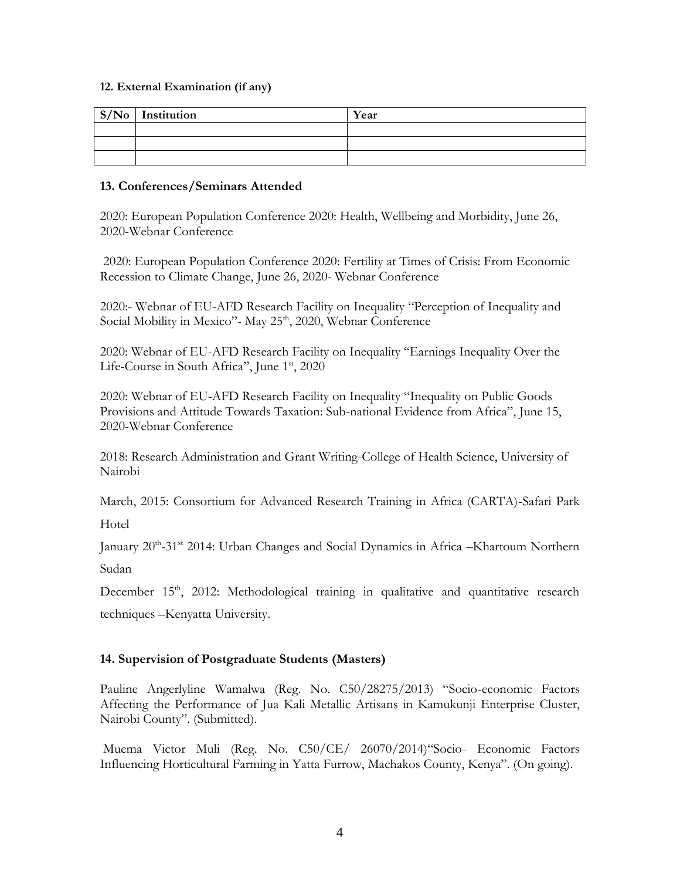**12. External Examination (if any)**

| S/No | Institution | Year |
|---|---|---|
| | | |
| | | |
| | | |

**13. Conferences/Seminars Attended**

2020: European Population Conference 2020: Health, Wellbeing and Morbidity, June 26, 2020-Webnar Conference

2020: European Population Conference 2020: Fertility at Times of Crisis: From Economic Recession to Climate Change, June 26, 2020- Webnar Conference

2020:- Webnar of EU-AFD Research Facility on Inequality "Perception of Inequality and Social Mobility in Mexico"- May 25th, 2020, Webnar Conference

2020: Webnar of EU-AFD Research Facility on Inequality "Earnings Inequality Over the Life-Course in South Africa", June 1st, 2020

2020: Webnar of EU-AFD Research Facility on Inequality "Inequality on Public Goods Provisions and Attitude Towards Taxation: Sub-national Evidence from Africa", June 15, 2020-Webnar Conference

2018: Research Administration and Grant Writing-College of Health Science, University of Nairobi

March, 2015: Consortium for Advanced Research Training in Africa (CARTA)-Safari Park Hotel

January 20th-31st 2014: Urban Changes and Social Dynamics in Africa –Khartoum Northern Sudan

December 15th, 2012: Methodological training in qualitative and quantitative research techniques –Kenyatta University.

**14. Supervision of Postgraduate Students (Masters)**

Pauline Angerlyline Wamalwa (Reg. No. C50/28275/2013) "Socio-economic Factors Affecting the Performance of Jua Kali Metallic Artisans in Kamukunji Enterprise Cluster, Nairobi County". (Submitted).

Muema Victor Muli (Reg. No. C50/CE/ 26070/2014)"Socio- Economic Factors Influencing Horticultural Farming in Yatta Furrow, Machakos County, Kenya". (On going).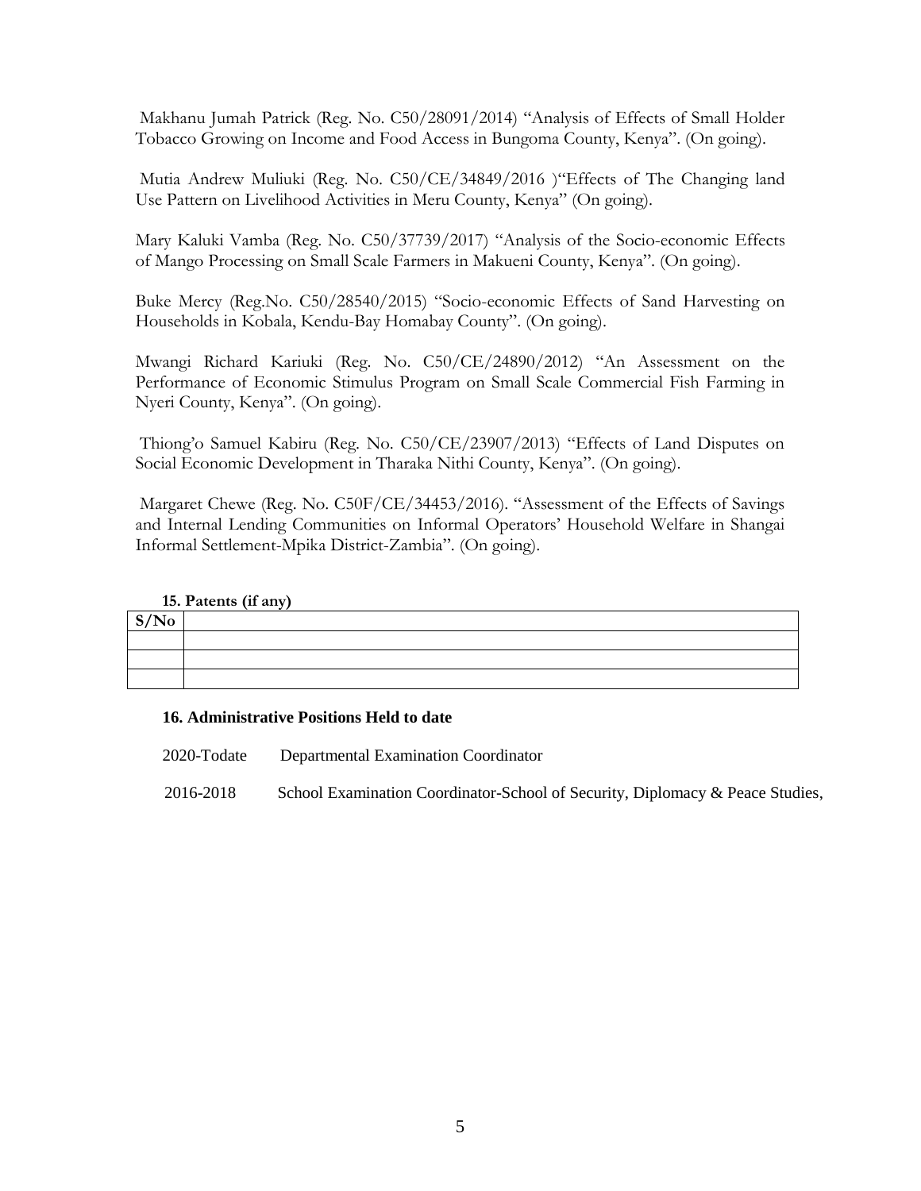Makhanu Jumah Patrick (Reg. No. C50/28091/2014) "Analysis of Effects of Small Holder Tobacco Growing on Income and Food Access in Bungoma County, Kenya". (On going).

Mutia Andrew Muliuki (Reg. No. C50/CE/34849/2016 )"Effects of The Changing land Use Pattern on Livelihood Activities in Meru County, Kenya" (On going).

Mary Kaluki Vamba (Reg. No. C50/37739/2017) "Analysis of the Socio-economic Effects of Mango Processing on Small Scale Farmers in Makueni County, Kenya". (On going).

Buke Mercy (Reg.No. C50/28540/2015) "Socio-economic Effects of Sand Harvesting on Households in Kobala, Kendu-Bay Homabay County". (On going).

Mwangi Richard Kariuki (Reg. No. C50/CE/24890/2012) "An Assessment on the Performance of Economic Stimulus Program on Small Scale Commercial Fish Farming in Nyeri County, Kenya". (On going).

Thiong'o Samuel Kabiru (Reg. No. C50/CE/23907/2013) "Effects of Land Disputes on Social Economic Development in Tharaka Nithi County, Kenya". (On going).

Margaret Chewe (Reg. No. C50F/CE/34453/2016). "Assessment of the Effects of Savings and Internal Lending Communities on Informal Operators' Household Welfare in Shangai Informal Settlement-Mpika District-Zambia". (On going).

**15. Patents (if any)**

| S/No | |
|---|---|
| | |
| | |
| | |

**16. Administrative Positions Held to date**

2020-Todate Departmental Examination Coordinator

2016-2018 School Examination Coordinator-School of Security, Diplomacy & Peace Studies,